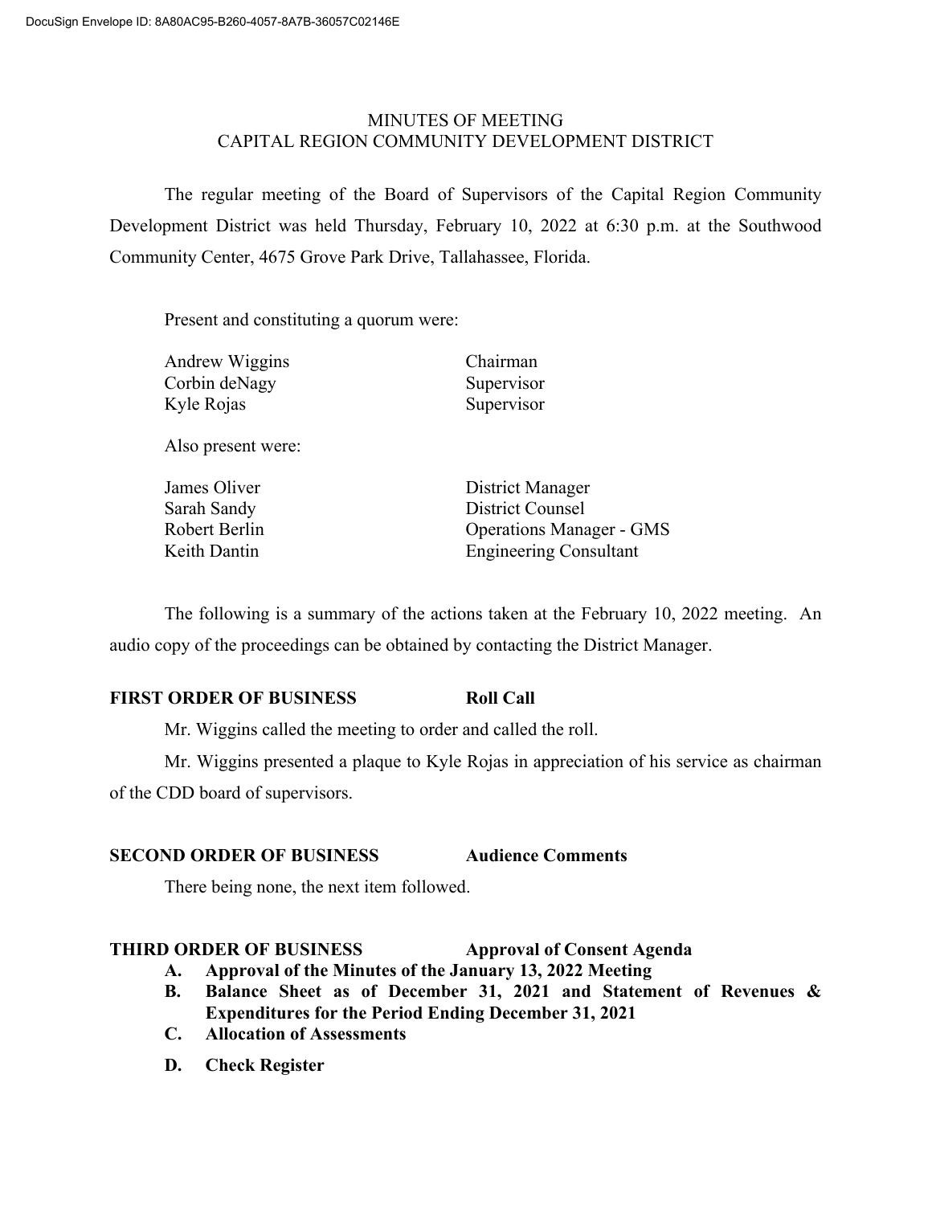DocuSign Envelope ID: 8A80AC95-B260-4057-8A7B-36057C02146E

# MINUTES OF MEETING
# CAPITAL REGION COMMUNITY DEVELOPMENT DISTRICT

The regular meeting of the Board of Supervisors of the Capital Region Community Development District was held Thursday, February 10, 2022 at 6:30 p.m. at the Southwood Community Center, 4675 Grove Park Drive, Tallahassee, Florida.

Present and constituting a quorum were:

| | |
|---|---|
| Andrew Wiggins | Chairman |
| Corbin deNagy | Supervisor |
| Kyle Rojas | Supervisor |

Also present were:

| | |
|---|---|
| James Oliver | District Manager |
| Sarah Sandy | District Counsel |
| Robert Berlin | Operations Manager - GMS |
| Keith Dantin | Engineering Consultant |

The following is a summary of the actions taken at the February 10, 2022 meeting. An audio copy of the proceedings can be obtained by contacting the District Manager.

**FIRST ORDER OF BUSINESS** **Roll Call**

Mr. Wiggins called the meeting to order and called the roll.

Mr. Wiggins presented a plaque to Kyle Rojas in appreciation of his service as chairman of the CDD board of supervisors.

**SECOND ORDER OF BUSINESS** **Audience Comments**

There being none, the next item followed.

**THIRD ORDER OF BUSINESS** **Approval of Consent Agenda**

**A. Approval of the Minutes of the January 13, 2022 Meeting**

**B. Balance Sheet as of December 31, 2021 and Statement of Revenues & Expenditures for the Period Ending December 31, 2021**

**C. Allocation of Assessments**

**D. Check Register**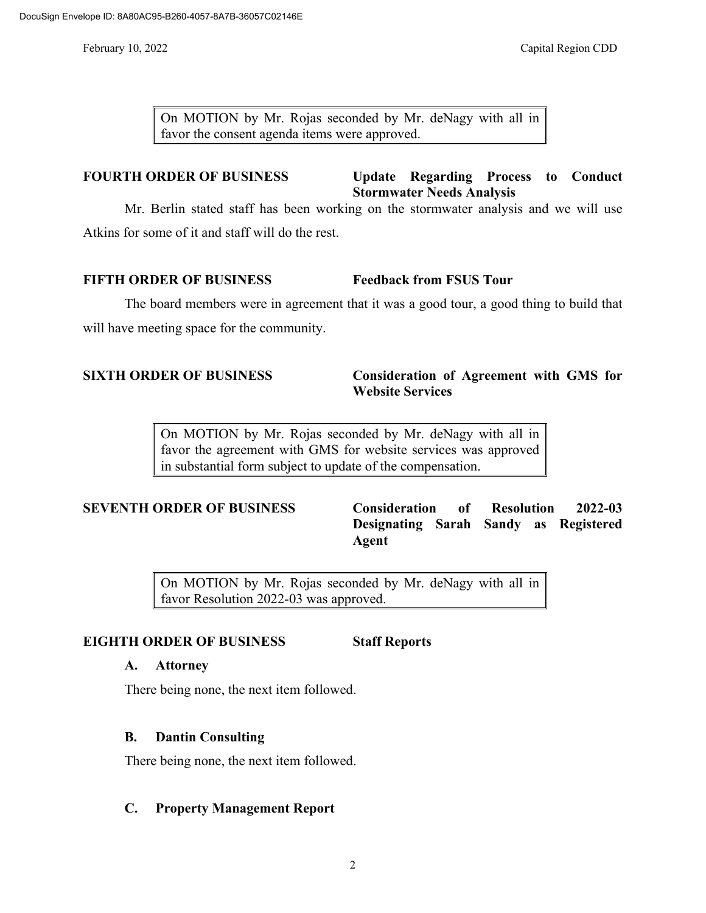On MOTION by Mr. Rojas seconded by Mr. deNagy with all in favor the consent agenda items were approved.

**FOURTH ORDER OF BUSINESS** **Update Regarding Process to Conduct Stormwater Needs Analysis**

Mr. Berlin stated staff has been working on the stormwater analysis and we will use Atkins for some of it and staff will do the rest.

**FIFTH ORDER OF BUSINESS** **Feedback from FSUS Tour**

The board members were in agreement that it was a good tour, a good thing to build that will have meeting space for the community.

**SIXTH ORDER OF BUSINESS** **Consideration of Agreement with GMS for Website Services**

On MOTION by Mr. Rojas seconded by Mr. deNagy with all in favor the agreement with GMS for website services was approved in substantial form subject to update of the compensation.

**SEVENTH ORDER OF BUSINESS** **Consideration of Resolution 2022-03 Designating Sarah Sandy as Registered Agent**

On MOTION by Mr. Rojas seconded by Mr. deNagy with all in favor Resolution 2022-03 was approved.

**EIGHTH ORDER OF BUSINESS** **Staff Reports**

**A. Attorney**

There being none, the next item followed.

**B. Dantin Consulting**

There being none, the next item followed.

**C. Property Management Report**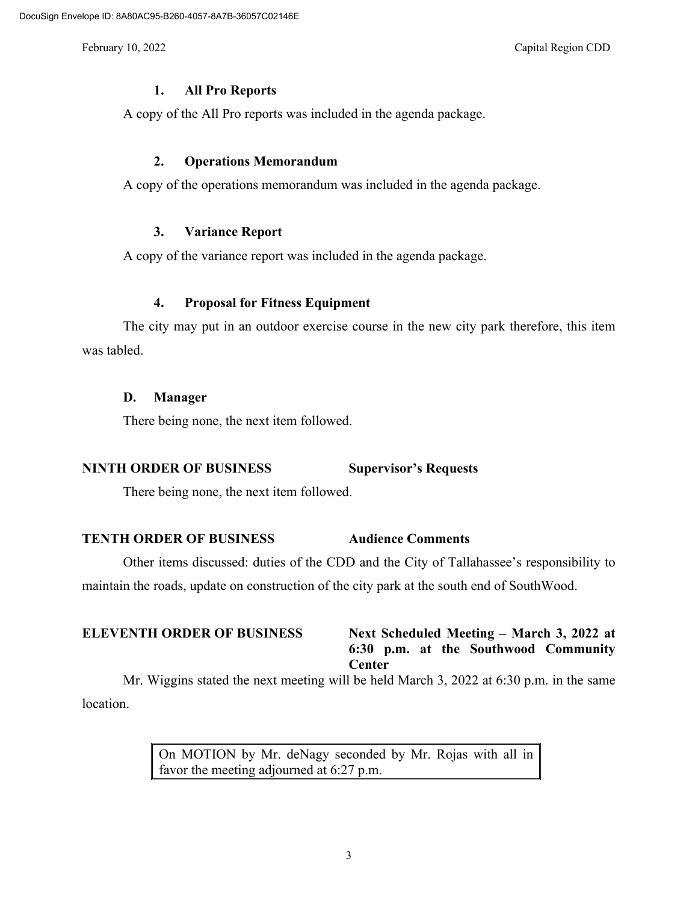### 1. All Pro Reports

A copy of the All Pro reports was included in the agenda package.

### 2. Operations Memorandum

A copy of the operations memorandum was included in the agenda package.

### 3. Variance Report

A copy of the variance report was included in the agenda package.

### 4. Proposal for Fitness Equipment

The city may put in an outdoor exercise course in the new city park therefore, this item was tabled.

### D. Manager

There being none, the next item followed.

## NINTH ORDER OF BUSINESS — Supervisor's Requests

There being none, the next item followed.

## TENTH ORDER OF BUSINESS — Audience Comments

Other items discussed: duties of the CDD and the City of Tallahassee's responsibility to maintain the roads, update on construction of the city park at the south end of SouthWood.

## ELEVENTH ORDER OF BUSINESS — Next Scheduled Meeting – March 3, 2022 at 6:30 p.m. at the Southwood Community Center

Mr. Wiggins stated the next meeting will be held March 3, 2022 at 6:30 p.m. in the same location.

> On MOTION by Mr. deNagy seconded by Mr. Rojas with all in favor the meeting adjourned at 6:27 p.m.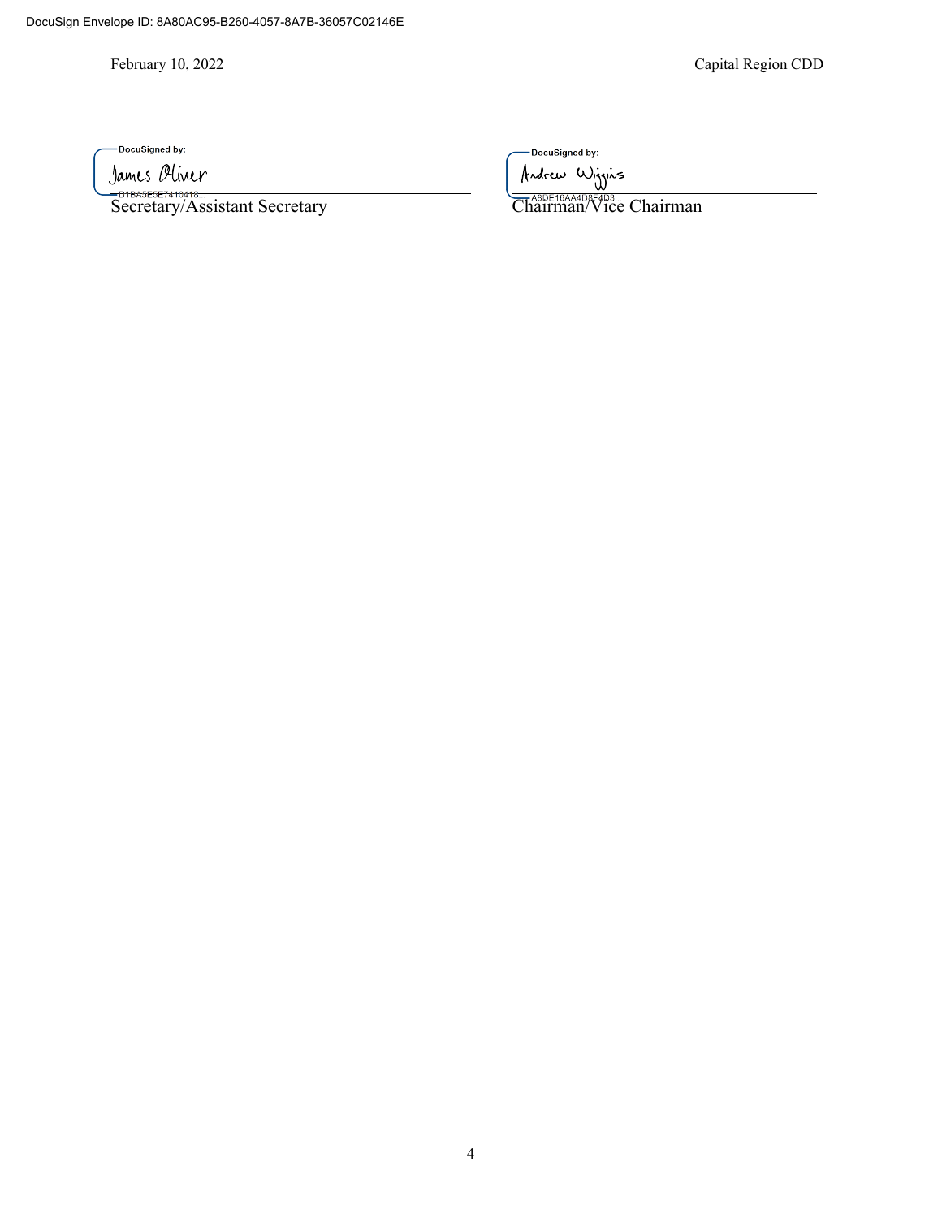February 10, 2022 Capital Region CDD

DocuSigned by:
James Oliver
D1BA5E5E7418418

Secretary/Assistant Secretary

DocuSigned by:
Andrew Wiggins
A8DE16AA4D8F4D3

Chairman/Vice Chairman